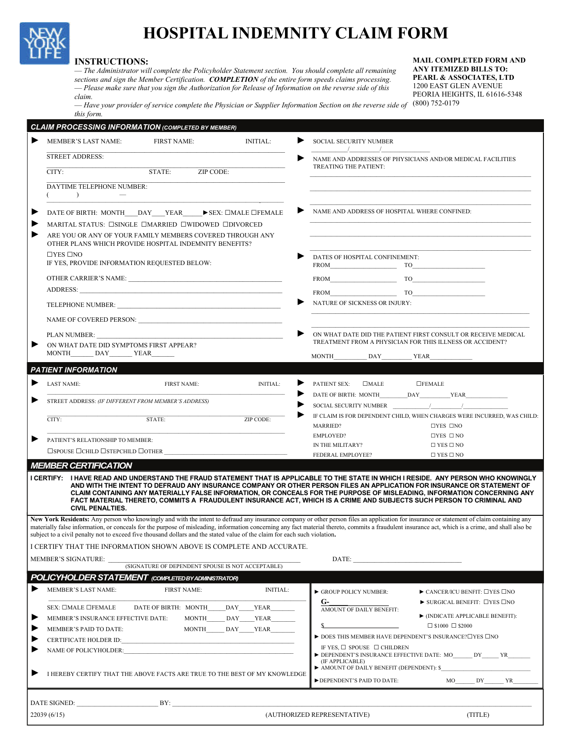# HOSPITAL INDEMNITY CLAIM FORM

**INSTRUCTIONS:**

*— The Administrator will complete the Policyholder Statement section. You should complete all remaining sections and sign the Member Certification.* ***COMPLETION*** *of the entire form speeds claims processing.*
*— Please make sure that you sign the Authorization for Release of Information on the reverse side of this claim.*
*— Have your provider of service complete the Physician or Supplier Information Section on the reverse side of this form.*

**MAIL COMPLETED FORM AND ANY ITEMIZED BILLS TO:**
**PEARL & ASSOCIATES, LTD**
1200 EAST GLEN AVENUE
PEORIA HEIGHTS, IL 61616-5348
(800) 752-0179

## CLAIM PROCESSING INFORMATION (COMPLETED BY MEMBER)

► MEMBER'S LAST NAME: FIRST NAME: INITIAL:

STREET ADDRESS:

CITY: STATE: ZIP CODE:

DAYTIME TELEPHONE NUMBER:
( ) —

► DATE OF BIRTH: MONTH___DAY___YEAR_____ ► SEX: ☐MALE ☐FEMALE

► MARITAL STATUS: ☐SINGLE ☐MARRIED ☐WIDOWED ☐DIVORCED

► ARE YOU OR ANY OF YOUR FAMILY MEMBERS COVERED THROUGH ANY OTHER PLANS WHICH PROVIDE HOSPITAL INDEMNITY BENEFITS?

☐YES ☐NO
IF YES, PROVIDE INFORMATION REQUESTED BELOW:

OTHER CARRIER'S NAME: ______________________________

ADDRESS: ______________________________

TELEPHONE NUMBER: ______________________________

NAME OF COVERED PERSON: ______________________________

PLAN NUMBER: ______________________________

► ON WHAT DATE DID SYMPTOMS FIRST APPEAR?
MONTH______ DAY______ YEAR______

► SOCIAL SECURITY NUMBER
_________/_________/_____________

► NAME AND ADDRESSES OF PHYSICIANS AND/OR MEDICAL FACILITIES TREATING THE PATIENT:

► NAME AND ADDRESS OF HOSPITAL WHERE CONFINED:

► DATES OF HOSPITAL CONFINEMENT:
FROM__________________ TO__________________
FROM__________________ TO__________________
FROM__________________ TO__________________

► NATURE OF SICKNESS OR INJURY:

► ON WHAT DATE DID THE PATIENT FIRST CONSULT OR RECEIVE MEDICAL TREATMENT FROM A PHYSICIAN FOR THIS ILLNESS OR ACCIDENT?

MONTH_________ DAY_________ YEAR_____________

## PATIENT INFORMATION

► LAST NAME: FIRST NAME: INITIAL:

► STREET ADDRESS: *(IF DIFFERENT FROM MEMBER'S ADDRESS)*

CITY: STATE: ZIP CODE:

► PATIENT'S RELATIONSHIP TO MEMBER:
☐SPOUSE ☐CHILD ☐STEPCHILD ☐OTHER ______________________________

► PATIENT SEX: ☐MALE ☐FEMALE

► DATE OF BIRTH: MONTH________DAY_________YEAR_____________

► SOCIAL SECURITY NUMBER _________/_________/_____________

► IF CLAIM IS FOR DEPENDENT CHILD, WHEN CHARGES WERE INCURRED, WAS CHILD:

| | |
|---|---|
| MARRIED? | ☐YES ☐NO |
| EMPLOYED? | ☐YES ☐NO |
| IN THE MILITARY? | ☐YES ☐NO |
| FEDERAL EMPLOYEE? | ☐YES ☐NO |

## MEMBER CERTIFICATION

**I CERTIFY: I HAVE READ AND UNDERSTAND THE FRAUD STATEMENT THAT IS APPLICABLE TO THE STATE IN WHICH I RESIDE. ANY PERSON WHO KNOWINGLY AND WITH THE INTENT TO DEFRAUD ANY INSURANCE COMPANY OR OTHER PERSON FILES AN APPLICATION FOR INSURANCE OR STATEMENT OF CLAIM CONTAINING ANY MATERIALLY FALSE INFORMATION, OR CONCEALS FOR THE PURPOSE OF MISLEADING, INFORMATION CONCERNING ANY FACT MATERIAL THERETO, COMMITS A FRAUDULENT INSURANCE ACT, WHICH IS A CRIME AND SUBJECTS SUCH PERSON TO CRIMINAL AND CIVIL PENALTIES.**

**New York Residents:** Any person who knowingly and with the intent to defraud any insurance company or other person files an application for insurance or statement of claim containing any materially false information, or conceals for the purpose of misleading, information concerning any fact material thereto, commits a fraudulent insurance act, which is a crime, and shall also be subject to a civil penalty not to exceed five thousand dollars and the stated value of the claim for each such violation**.**

I CERTIFY THAT THE INFORMATION SHOWN ABOVE IS COMPLETE AND ACCURATE.

MEMBER'S SIGNATURE: ______________________________ DATE: ______________________________
(SIGNATURE OF DEPENDENT SPOUSE IS NOT ACCEPTABLE)

## POLICYHOLDER STATEMENT (COMPLETED BY ADMINISTRATOR)

► MEMBER'S LAST NAME: FIRST NAME: INITIAL:

SEX: ☐MALE ☐FEMALE DATE OF BIRTH: MONTH_____DAY____YEAR_______

► MEMBER'S INSURANCE EFFECTIVE DATE: MONTH_____ DAY_____YEAR_______

► MEMBER'S PAID TO DATE: MONTH_____ DAY____YEAR_______

► CERTIFICATE HOLDER ID:______________________________

► NAME OF POLICYHOLDER:______________________________

► I HEREBY CERTIFY THAT THE ABOVE FACTS ARE TRUE TO THE BEST OF MY KNOWLEDGE

► GROUP POLICY NUMBER:
**G-**_______________
AMOUNT OF DAILY BENEFIT:
$______________

► CANCER/ICU BENFIT: ☐YES ☐NO
► SURGICAL BENEFIT: ☐YES ☐NO
► (INDICATE APPLICABLE BENEFIT):
☐ $1000 ☐ $2000

► DOES THIS MEMBER HAVE DEPENDENT'S INSURANCE?☐YES ☐NO
IF YES, ☐ SPOUSE ☐ CHILDREN

► DEPENDENT'S INSURANCE EFFECTIVE DATE: MO______ DY_____ YR_______
(IF APPLICABLE)

► AMOUNT OF DAILY BENEFIT (DEPENDENT): $______________

► DEPENDENT'S PAID TO DATE: MO______ DY______ YR________

DATE SIGNED: ______________________ BY: ______________________________________________

(AUTHORIZED REPRESENTATIVE) (TITLE)

22039 (6/15)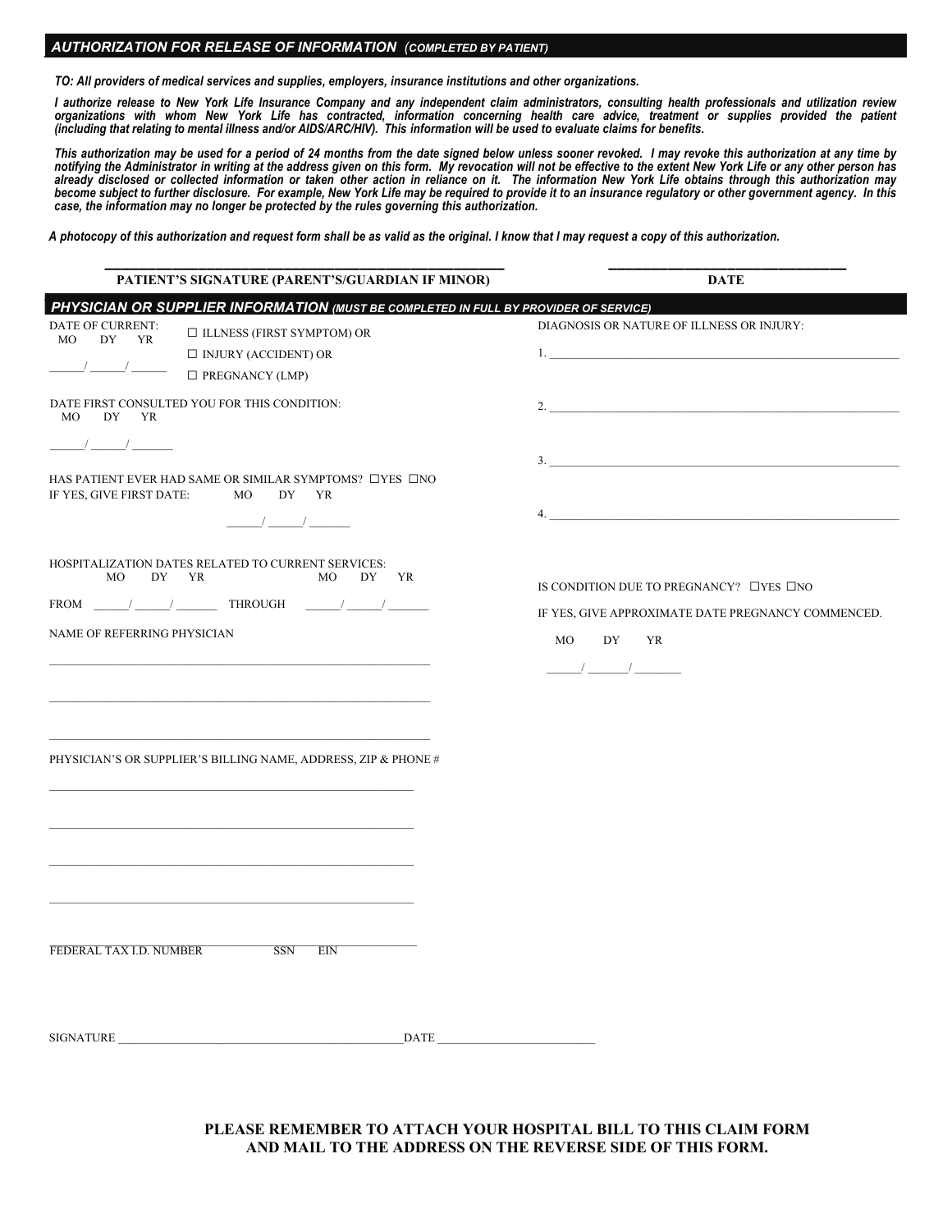## *AUTHORIZATION FOR RELEASE OF INFORMATION (COMPLETED BY PATIENT)*

***TO: All providers of medical services and supplies, employers, insurance institutions and other organizations.***

***I authorize release to New York Life Insurance Company and any independent claim administrators, consulting health professionals and utilization review organizations with whom New York Life has contracted, information concerning health care advice, treatment or supplies provided the patient (including that relating to mental illness and/or AIDS/ARC/HIV). This information will be used to evaluate claims for benefits.***

***This authorization may be used for a period of 24 months from the date signed below unless sooner revoked. I may revoke this authorization at any time by notifying the Administrator in writing at the address given on this form. My revocation will not be effective to the extent New York Life or any other person has already disclosed or collected information or taken other action in reliance on it. The information New York Life obtains through this authorization may become subject to further disclosure. For example, New York Life may be required to provide it to an insurance regulatory or other government agency. In this case, the information may no longer be protected by the rules governing this authorization.***

***A photocopy of this authorization and request form shall be as valid as the original. I know that I may request a copy of this authorization.***

______________________________________________ ______________________________

**PATIENT'S SIGNATURE (PARENT'S/GUARDIAN IF MINOR)** **DATE**

## *PHYSICIAN OR SUPPLIER INFORMATION (MUST BE COMPLETED IN FULL BY PROVIDER OF SERVICE)*

DATE OF CURRENT:
MO DY YR
\_\_\_\_\_\_/ \_\_\_\_\_\_/ \_\_\_\_\_\_

☐ ILLNESS (FIRST SYMPTOM) OR
☐ INJURY (ACCIDENT) OR
☐ PREGNANCY (LMP)

DATE FIRST CONSULTED YOU FOR THIS CONDITION:
MO DY YR
\_\_\_\_\_\_/ \_\_\_\_\_\_/ \_\_\_\_\_\_\_

HAS PATIENT EVER HAD SAME OR SIMILAR SYMPTOMS? ☐YES ☐NO
IF YES, GIVE FIRST DATE: MO DY YR
\_\_\_\_\_\_/ \_\_\_\_\_\_/ \_\_\_\_\_\_\_

HOSPITALIZATION DATES RELATED TO CURRENT SERVICES:
FROM MO DY YR \_\_\_\_\_\_/ \_\_\_\_\_\_/ \_\_\_\_\_\_\_ THROUGH MO DY YR \_\_\_\_\_\_/ \_\_\_\_\_\_/ \_\_\_\_\_\_\_

NAME OF REFERRING PHYSICIAN

\_\_\_\_\_\_\_\_\_\_\_\_\_\_\_\_\_\_\_\_\_\_\_\_\_\_\_\_\_\_\_\_\_\_\_\_\_\_\_\_\_\_\_\_\_\_\_\_\_\_\_\_\_\_\_\_\_\_

\_\_\_\_\_\_\_\_\_\_\_\_\_\_\_\_\_\_\_\_\_\_\_\_\_\_\_\_\_\_\_\_\_\_\_\_\_\_\_\_\_\_\_\_\_\_\_\_\_\_\_\_\_\_\_\_\_\_

\_\_\_\_\_\_\_\_\_\_\_\_\_\_\_\_\_\_\_\_\_\_\_\_\_\_\_\_\_\_\_\_\_\_\_\_\_\_\_\_\_\_\_\_\_\_\_\_\_\_\_\_\_\_\_\_\_\_

PHYSICIAN'S OR SUPPLIER'S BILLING NAME, ADDRESS, ZIP & PHONE #

\_\_\_\_\_\_\_\_\_\_\_\_\_\_\_\_\_\_\_\_\_\_\_\_\_\_\_\_\_\_\_\_\_\_\_\_\_\_\_\_\_\_\_\_\_\_\_\_\_\_\_\_\_\_\_\_\_\_

\_\_\_\_\_\_\_\_\_\_\_\_\_\_\_\_\_\_\_\_\_\_\_\_\_\_\_\_\_\_\_\_\_\_\_\_\_\_\_\_\_\_\_\_\_\_\_\_\_\_\_\_\_\_\_\_\_\_

\_\_\_\_\_\_\_\_\_\_\_\_\_\_\_\_\_\_\_\_\_\_\_\_\_\_\_\_\_\_\_\_\_\_\_\_\_\_\_\_\_\_\_\_\_\_\_\_\_\_\_\_\_\_\_\_\_\_

\_\_\_\_\_\_\_\_\_\_\_\_\_\_\_\_\_\_\_\_\_\_\_\_\_\_\_\_\_\_\_\_\_\_\_\_\_\_\_\_\_\_\_\_\_\_\_\_\_\_\_\_\_\_\_\_\_\_

\_\_\_\_\_\_\_\_\_\_\_\_\_\_\_\_\_\_\_\_\_\_\_\_\_\_\_\_\_\_\_\_\_\_\_\_\_\_\_\_\_\_\_\_\_\_\_\_\_\_\_\_\_\_\_\_\_\_
FEDERAL TAX I.D. NUMBER SSN EIN

DIAGNOSIS OR NATURE OF ILLNESS OR INJURY:

1. \_\_\_\_\_\_\_\_\_\_\_\_\_\_\_\_\_\_\_\_\_\_\_\_\_\_\_\_\_\_\_\_\_\_\_\_\_\_\_\_\_\_\_\_\_\_\_\_\_\_\_\_
2. \_\_\_\_\_\_\_\_\_\_\_\_\_\_\_\_\_\_\_\_\_\_\_\_\_\_\_\_\_\_\_\_\_\_\_\_\_\_\_\_\_\_\_\_\_\_\_\_\_\_\_\_
3. \_\_\_\_\_\_\_\_\_\_\_\_\_\_\_\_\_\_\_\_\_\_\_\_\_\_\_\_\_\_\_\_\_\_\_\_\_\_\_\_\_\_\_\_\_\_\_\_\_\_\_\_
4. \_\_\_\_\_\_\_\_\_\_\_\_\_\_\_\_\_\_\_\_\_\_\_\_\_\_\_\_\_\_\_\_\_\_\_\_\_\_\_\_\_\_\_\_\_\_\_\_\_\_\_\_

IS CONDITION DUE TO PREGNANCY? ☐YES ☐NO

IF YES, GIVE APPROXIMATE DATE PREGNANCY COMMENCED.
MO DY YR
\_\_\_\_\_\_/ \_\_\_\_\_\_\_/ \_\_\_\_\_\_\_\_

SIGNATURE \_\_\_\_\_\_\_\_\_\_\_\_\_\_\_\_\_\_\_\_\_\_\_\_\_\_\_\_\_\_\_\_\_\_\_\_\_\_\_\_\_\_\_\_\_\_\_\_\_\_DATE \_\_\_\_\_\_\_\_\_\_\_\_\_\_\_\_\_\_\_\_\_\_\_\_\_\_

**PLEASE REMEMBER TO ATTACH YOUR HOSPITAL BILL TO THIS CLAIM FORM AND MAIL TO THE ADDRESS ON THE REVERSE SIDE OF THIS FORM.**